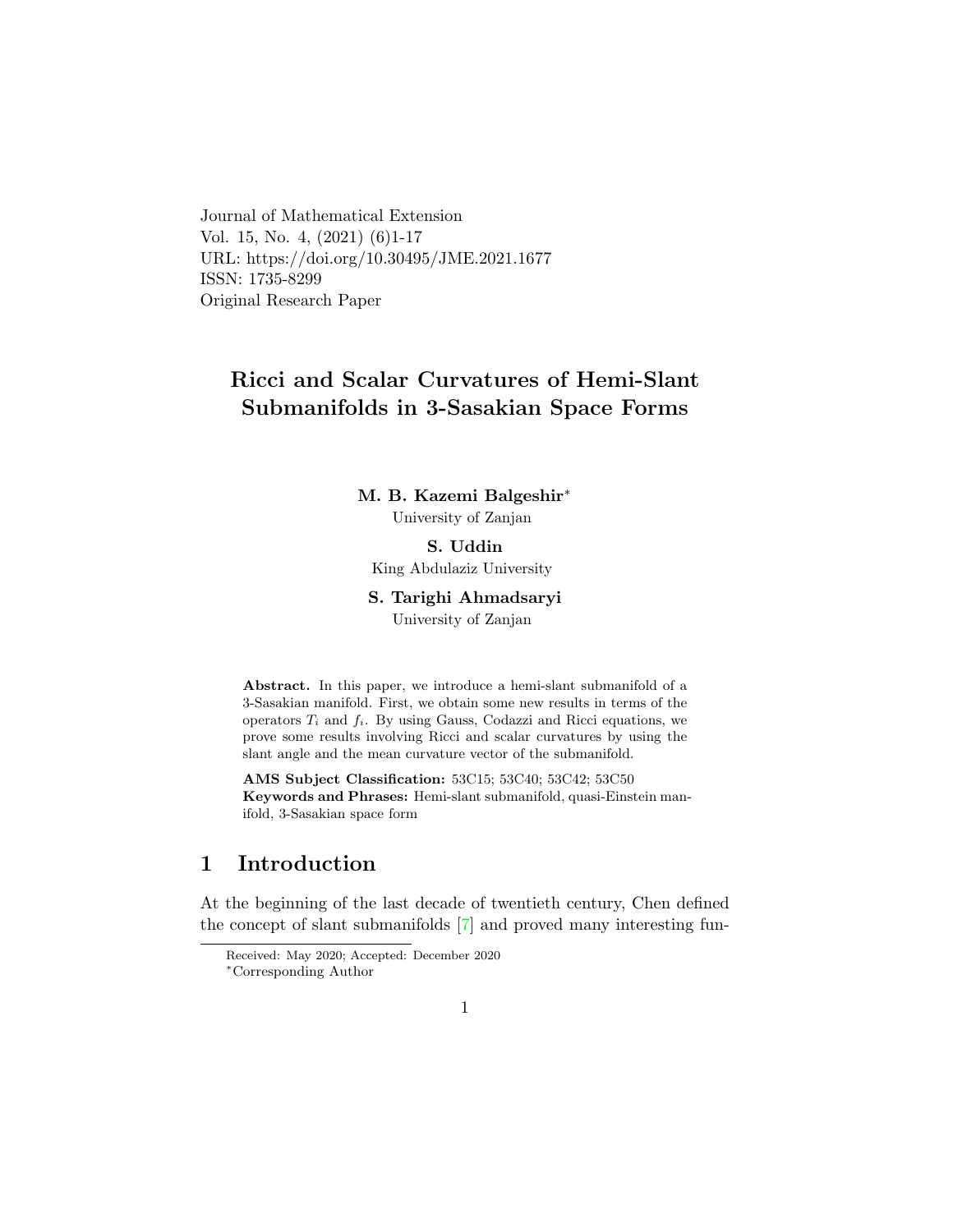Journal of Mathematical Extension
Vol. 15, No. 4, (2021) (6)1-17
URL: https://doi.org/10.30495/JME.2021.1677
ISSN: 1735-8299
Original Research Paper

# Ricci and Scalar Curvatures of Hemi-Slant Submanifolds in 3-Sasakian Space Forms

**M. B. Kazemi Balgeshir***
University of Zanjan

**S. Uddin**
King Abdulaziz University

**S. Tarighi Ahmadsaryi**
University of Zanjan

**Abstract.** In this paper, we introduce a hemi-slant submanifold of a 3-Sasakian manifold. First, we obtain some new results in terms of the operators $T_i$ and $f_i$. By using Gauss, Codazzi and Ricci equations, we prove some results involving Ricci and scalar curvatures by using the slant angle and the mean curvature vector of the submanifold.

**AMS Subject Classification:** 53C15; 53C40; 53C42; 53C50
**Keywords and Phrases:** Hemi-slant submanifold, quasi-Einstein manifold, 3-Sasakian space form

## 1 Introduction

At the beginning of the last decade of twentieth century, Chen defined the concept of slant submanifolds [7] and proved many interesting fun-

---

Received: May 2020; Accepted: December 2020
*Corresponding Author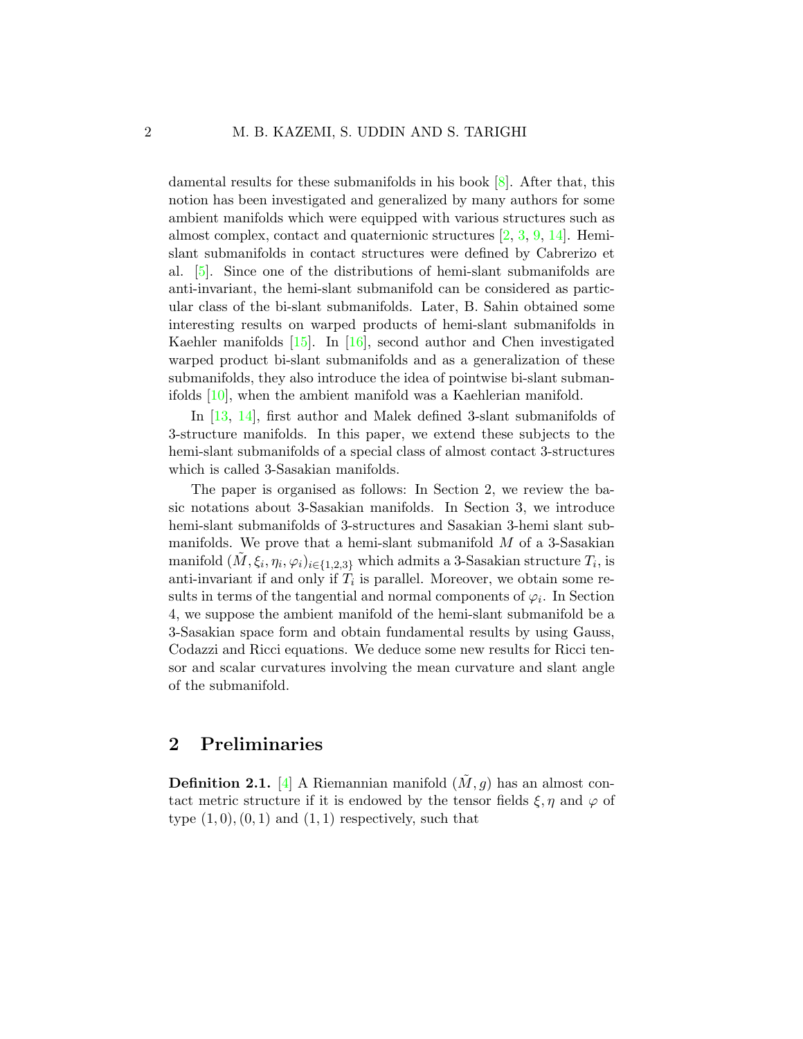damental results for these submanifolds in his book [8]. After that, this notion has been investigated and generalized by many authors for some ambient manifolds which were equipped with various structures such as almost complex, contact and quaternionic structures [2, 3, 9, 14]. Hemi-slant submanifolds in contact structures were defined by Cabrerizo et al. [5]. Since one of the distributions of hemi-slant submanifolds are anti-invariant, the hemi-slant submanifold can be considered as particular class of the bi-slant submanifolds. Later, B. Sahin obtained some interesting results on warped products of hemi-slant submanifolds in Kaehler manifolds [15]. In [16], second author and Chen investigated warped product bi-slant submanifolds and as a generalization of these submanifolds, they also introduce the idea of pointwise bi-slant submanifolds [10], when the ambient manifold was a Kaehlerian manifold.

In [13, 14], first author and Malek defined 3-slant submanifolds of 3-structure manifolds. In this paper, we extend these subjects to the hemi-slant submanifolds of a special class of almost contact 3-structures which is called 3-Sasakian manifolds.

The paper is organised as follows: In Section 2, we review the basic notations about 3-Sasakian manifolds. In Section 3, we introduce hemi-slant submanifolds of 3-structures and Sasakian 3-hemi slant submanifolds. We prove that a hemi-slant submanifold $M$ of a 3-Sasakian manifold $(\tilde{M}, \xi_i, \eta_i, \varphi_i)_{i\in\{1,2,3\}}$ which admits a 3-Sasakian structure $T_i$, is anti-invariant if and only if $T_i$ is parallel. Moreover, we obtain some results in terms of the tangential and normal components of $\varphi_i$. In Section 4, we suppose the ambient manifold of the hemi-slant submanifold be a 3-Sasakian space form and obtain fundamental results by using Gauss, Codazzi and Ricci equations. We deduce some new results for Ricci tensor and scalar curvatures involving the mean curvature and slant angle of the submanifold.

## 2 Preliminaries

**Definition 2.1.** [4] A Riemannian manifold $(\tilde{M}, g)$ has an almost contact metric structure if it is endowed by the tensor fields $\xi, \eta$ and $\varphi$ of type $(1,0), (0,1)$ and $(1,1)$ respectively, such that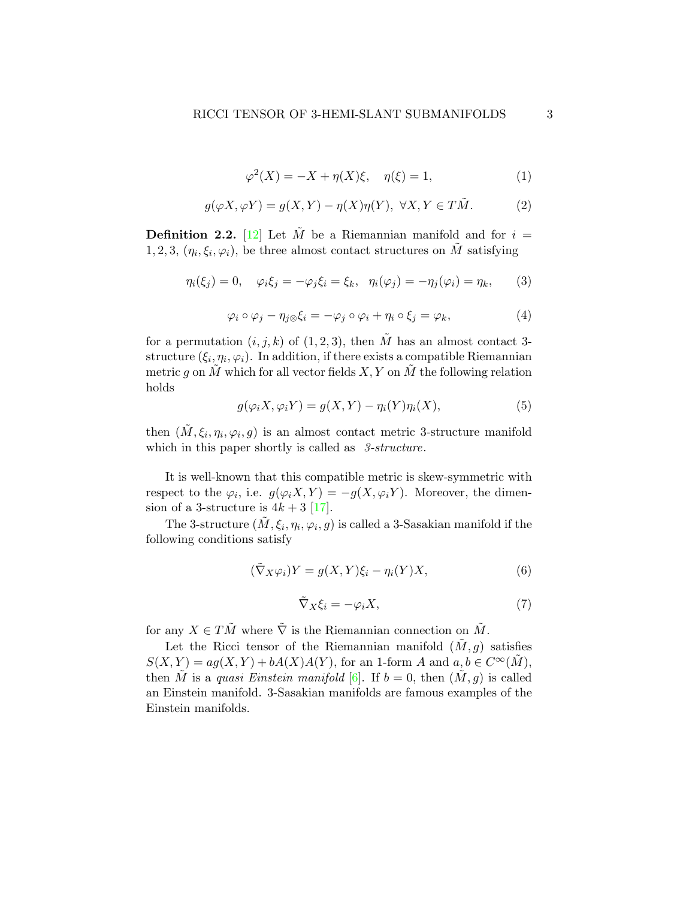$$\varphi^2(X) = -X + \eta(X)\xi, \quad \eta(\xi) = 1, \tag{1}$$

$$g(\varphi X, \varphi Y) = g(X, Y) - \eta(X)\eta(Y), \ \forall X, Y \in T\tilde{M}. \tag{2}$$

**Definition 2.2.** [12] Let $\tilde{M}$ be a Riemannian manifold and for $i = 1, 2, 3$, $(\eta_i, \xi_i, \varphi_i)$, be three almost contact structures on $\tilde{M}$ satisfying

$$\eta_i(\xi_j) = 0, \quad \varphi_i \xi_j = -\varphi_j \xi_i = \xi_k, \quad \eta_i(\varphi_j) = -\eta_j(\varphi_i) = \eta_k, \tag{3}$$

$$\varphi_i \circ \varphi_j - \eta_{j \otimes} \xi_i = -\varphi_j \circ \varphi_i + \eta_i \circ \xi_j = \varphi_k, \tag{4}$$

for a permutation $(i, j, k)$ of $(1, 2, 3)$, then $\tilde{M}$ has an almost contact 3-structure $(\xi_i, \eta_i, \varphi_i)$. In addition, if there exists a compatible Riemannian metric $g$ on $\tilde{M}$ which for all vector fields $X, Y$ on $\tilde{M}$ the following relation holds

$$g(\varphi_i X, \varphi_i Y) = g(X, Y) - \eta_i(Y)\eta_i(X), \tag{5}$$

then $(\tilde{M}, \xi_i, \eta_i, \varphi_i, g)$ is an almost contact metric 3-structure manifold which in this paper shortly is called as *3-structure*.

It is well-known that this compatible metric is skew-symmetric with respect to the $\varphi_i$, i.e. $g(\varphi_i X, Y) = -g(X, \varphi_i Y)$. Moreover, the dimension of a 3-structure is $4k + 3$ [17].

The 3-structure $(\tilde{M}, \xi_i, \eta_i, \varphi_i, g)$ is called a 3-Sasakian manifold if the following conditions satisfy

$$(\tilde{\nabla}_X \varphi_i) Y = g(X, Y)\xi_i - \eta_i(Y) X, \tag{6}$$

$$\tilde{\nabla}_X \xi_i = -\varphi_i X, \tag{7}$$

for any $X \in T\tilde{M}$ where $\tilde{\nabla}$ is the Riemannian connection on $\tilde{M}$.

Let the Ricci tensor of the Riemannian manifold $(\tilde{M}, g)$ satisfies $S(X, Y) = ag(X, Y) + bA(X)A(Y)$, for an 1-form $A$ and $a, b \in C^\infty(\tilde{M})$, then $\tilde{M}$ is a *quasi Einstein manifold* [6]. If $b = 0$, then $(\tilde{M}, g)$ is called an Einstein manifold. 3-Sasakian manifolds are famous examples of the Einstein manifolds.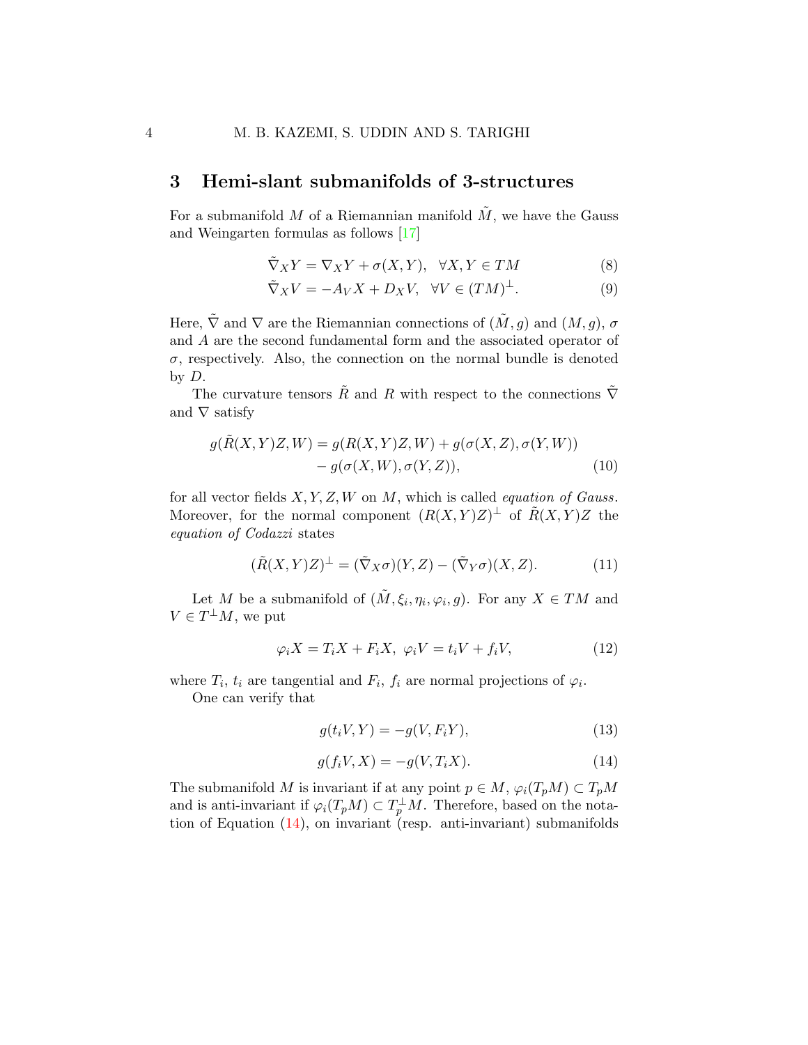## 3 Hemi-slant submanifolds of 3-structures

For a submanifold $M$ of a Riemannian manifold $\tilde{M}$, we have the Gauss and Weingarten formulas as follows [17]

$$\tilde{\nabla}_X Y = \nabla_X Y + \sigma(X, Y), \quad \forall X, Y \in TM \tag{8}$$

$$\tilde{\nabla}_X V = -A_V X + D_X V, \quad \forall V \in (TM)^{\perp}. \tag{9}$$

Here, $\tilde{\nabla}$ and $\nabla$ are the Riemannian connections of $(\tilde{M}, g)$ and $(M, g)$, $\sigma$ and $A$ are the second fundamental form and the associated operator of $\sigma$, respectively. Also, the connection on the normal bundle is denoted by $D$.

The curvature tensors $\tilde{R}$ and $R$ with respect to the connections $\tilde{\nabla}$ and $\nabla$ satisfy

$$\begin{aligned} g(\tilde{R}(X,Y)Z,W) &= g(R(X,Y)Z,W) + g(\sigma(X,Z),\sigma(Y,W)) \\ &\quad - g(\sigma(X,W),\sigma(Y,Z)), \end{aligned} \tag{10}$$

for all vector fields $X, Y, Z, W$ on $M$, which is called *equation of Gauss*. Moreover, for the normal component $(R(X,Y)Z)^{\perp}$ of $\tilde{R}(X,Y)Z$ the *equation of Codazzi* states

$$(\tilde{R}(X,Y)Z)^{\perp} = (\tilde{\nabla}_X \sigma)(Y,Z) - (\tilde{\nabla}_Y \sigma)(X,Z). \tag{11}$$

Let $M$ be a submanifold of $(\tilde{M}, \xi_i, \eta_i, \varphi_i, g)$. For any $X \in TM$ and $V \in T^{\perp}M$, we put

$$\varphi_i X = T_i X + F_i X, \ \varphi_i V = t_i V + f_i V, \tag{12}$$

where $T_i$, $t_i$ are tangential and $F_i$, $f_i$ are normal projections of $\varphi_i$.

One can verify that

$$g(t_i V, Y) = -g(V, F_i Y), \tag{13}$$

$$g(f_i V, X) = -g(V, T_i X). \tag{14}$$

The submanifold $M$ is invariant if at any point $p \in M$, $\varphi_i(T_pM) \subset T_pM$ and is anti-invariant if $\varphi_i(T_pM) \subset T_p^{\perp}M$. Therefore, based on the notation of Equation (14), on invariant (resp. anti-invariant) submanifolds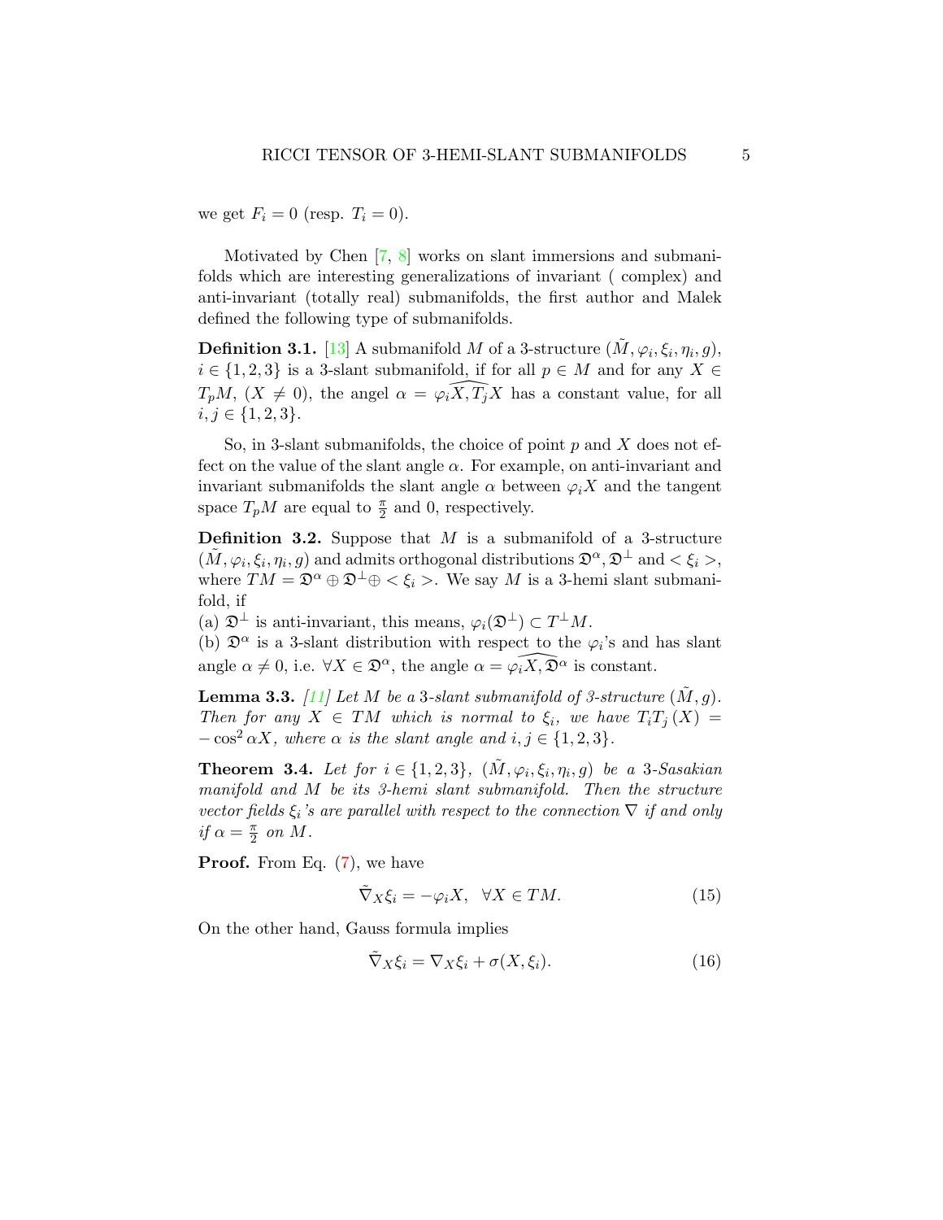we get $F_i = 0$ (resp. $T_i = 0$).

Motivated by Chen [7, 8] works on slant immersions and submanifolds which are interesting generalizations of invariant ( complex) and anti-invariant (totally real) submanifolds, the first author and Malek defined the following type of submanifolds.

**Definition 3.1.** [13] A submanifold $M$ of a 3-structure $(\tilde{M}, \varphi_i, \xi_i, \eta_i, g)$, $i \in \{1, 2, 3\}$ is a 3-slant submanifold, if for all $p \in M$ and for any $X \in T_pM$, $(X \neq 0)$, the angel $\alpha = \widehat{\varphi_i X, T_j} X$ has a constant value, for all $i, j \in \{1, 2, 3\}$.

So, in 3-slant submanifolds, the choice of point $p$ and $X$ does not effect on the value of the slant angle $\alpha$. For example, on anti-invariant and invariant submanifolds the slant angle $\alpha$ between $\varphi_i X$ and the tangent space $T_pM$ are equal to $\frac{\pi}{2}$ and 0, respectively.

**Definition 3.2.** Suppose that $M$ is a submanifold of a 3-structure $(\tilde{M}, \varphi_i, \xi_i, \eta_i, g)$ and admits orthogonal distributions $\mathfrak{D}^\alpha, \mathfrak{D}^\perp$ and $< \xi_i >$, where $TM = \mathfrak{D}^\alpha \oplus \mathfrak{D}^\perp \oplus < \xi_i >$. We say $M$ is a 3-hemi slant submanifold, if

(a) $\mathfrak{D}^\perp$ is anti-invariant, this means, $\varphi_i(\mathfrak{D}^\perp) \subset T^\perp M$.

(b) $\mathfrak{D}^\alpha$ is a 3-slant distribution with respect to the $\varphi_i$'s and has slant angle $\alpha \neq 0$, i.e. $\forall X \in \mathfrak{D}^\alpha$, the angle $\alpha = \widehat{\varphi_i X, \mathfrak{D}^\alpha}$ is constant.

**Lemma 3.3.** *[11] Let $M$ be a 3-slant submanifold of 3-structure $(\tilde{M}, g)$. Then for any $X \in TM$ which is normal to $\xi_i$, we have $T_i T_j (X) = -\cos^2 \alpha X$, where $\alpha$ is the slant angle and $i, j \in \{1, 2, 3\}$.*

**Theorem 3.4.** *Let for $i \in \{1, 2, 3\}$, $(\tilde{M}, \varphi_i, \xi_i, \eta_i, g)$ be a 3-Sasakian manifold and $M$ be its 3-hemi slant submanifold. Then the structure vector fields $\xi_i$'s are parallel with respect to the connection $\nabla$ if and only if $\alpha = \frac{\pi}{2}$ on $M$.*

**Proof.** From Eq. (7), we have

$$\tilde{\nabla}_X \xi_i = -\varphi_i X, \quad \forall X \in TM. \tag{15}$$

On the other hand, Gauss formula implies

$$\tilde{\nabla}_X \xi_i = \nabla_X \xi_i + \sigma(X, \xi_i). \tag{16}$$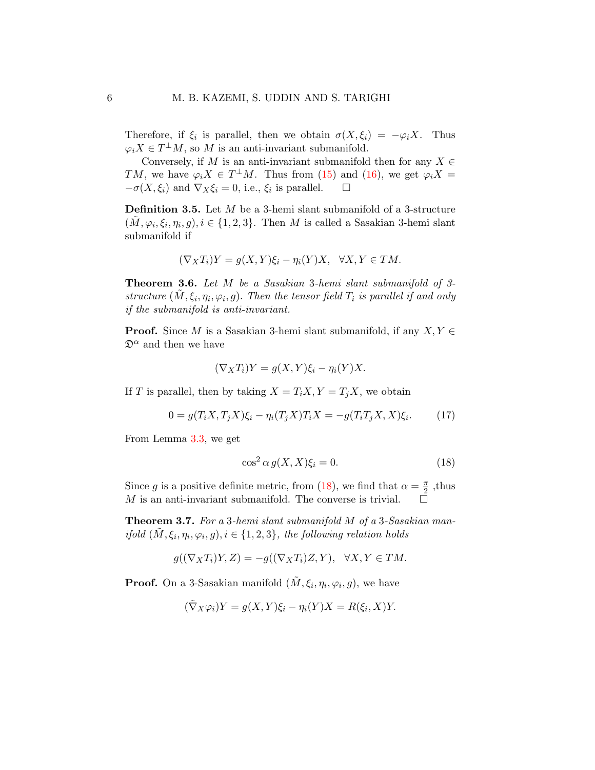Therefore, if $\xi_i$ is parallel, then we obtain $\sigma(X, \xi_i) = -\varphi_i X$. Thus $\varphi_i X \in T^{\perp}M$, so $M$ is an anti-invariant submanifold.

Conversely, if $M$ is an anti-invariant submanifold then for any $X \in TM$, we have $\varphi_i X \in T^{\perp}M$. Thus from (15) and (16), we get $\varphi_i X = -\sigma(X, \xi_i)$ and $\nabla_X \xi_i = 0$, i.e., $\xi_i$ is parallel. $\square$

**Definition 3.5.** Let $M$ be a 3-hemi slant submanifold of a 3-structure $(\tilde{M}, \varphi_i, \xi_i, \eta_i, g), i \in \{1, 2, 3\}$. Then $M$ is called a Sasakian 3-hemi slant submanifold if

$$(\nabla_X T_i)Y = g(X, Y)\xi_i - \eta_i(Y)X, \quad \forall X, Y \in TM.$$

**Theorem 3.6.** *Let $M$ be a Sasakian 3-hemi slant submanifold of 3-structure $(\tilde{M}, \xi_i, \eta_i, \varphi_i, g)$. Then the tensor field $T_i$ is parallel if and only if the submanifold is anti-invariant.*

**Proof.** Since $M$ is a Sasakian 3-hemi slant submanifold, if any $X, Y \in \mathfrak{D}^{\alpha}$ and then we have

$$(\nabla_X T_i)Y = g(X, Y)\xi_i - \eta_i(Y)X.$$

If $T$ is parallel, then by taking $X = T_i X, Y = T_j X$, we obtain

$$0 = g(T_i X, T_j X)\xi_i - \eta_i(T_j X)T_i X = -g(T_i T_j X, X)\xi_i. \tag{17}$$

From Lemma 3.3, we get

$$\cos^2 \alpha \, g(X, X)\xi_i = 0. \tag{18}$$

Since $g$ is a positive definite metric, from (18), we find that $\alpha = \frac{\pi}{2}$ ,thus $M$ is an anti-invariant submanifold. The converse is trivial. $\square$

**Theorem 3.7.** *For a 3-hemi slant submanifold $M$ of a 3-Sasakian manifold $(\tilde{M}, \xi_i, \eta_i, \varphi_i, g), i \in \{1, 2, 3\}$, the following relation holds*

$$g((\nabla_X T_i)Y, Z) = -g((\nabla_X T_i)Z, Y), \quad \forall X, Y \in TM.$$

**Proof.** On a 3-Sasakian manifold $(\tilde{M}, \xi_i, \eta_i, \varphi_i, g)$, we have

$$(\tilde{\nabla}_X \varphi_i)Y = g(X, Y)\xi_i - \eta_i(Y)X = R(\xi_i, X)Y.$$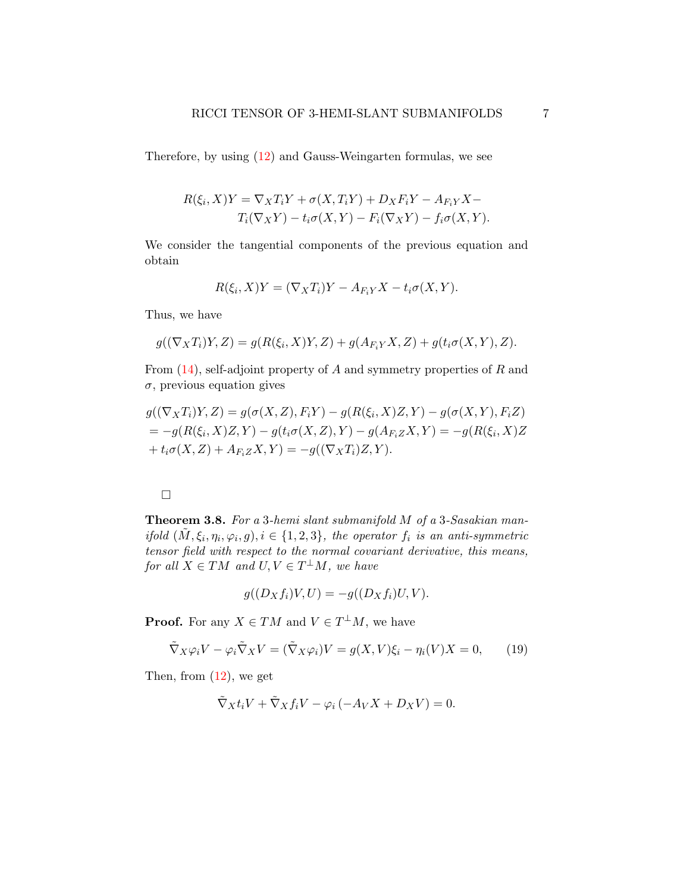Therefore, by using (12) and Gauss-Weingarten formulas, we see

$$R(\xi_i, X)Y = \nabla_X T_i Y + \sigma(X, T_i Y) + D_X F_i Y - A_{F_i Y} X - \\ T_i(\nabla_X Y) - t_i \sigma(X, Y) - F_i(\nabla_X Y) - f_i \sigma(X, Y).$$

We consider the tangential components of the previous equation and obtain

$$R(\xi_i, X)Y = (\nabla_X T_i)Y - A_{F_i Y} X - t_i \sigma(X, Y).$$

Thus, we have

$$g((\nabla_X T_i)Y, Z) = g(R(\xi_i, X)Y, Z) + g(A_{F_i Y} X, Z) + g(t_i \sigma(X, Y), Z).$$

From (14), self-adjoint property of $A$ and symmetry properties of $R$ and $\sigma$, previous equation gives

$$g((\nabla_X T_i)Y, Z) = g(\sigma(X, Z), F_i Y) - g(R(\xi_i, X)Z, Y) - g(\sigma(X, Y), F_i Z) \\ = -g(R(\xi_i, X)Z, Y) - g(t_i \sigma(X, Z), Y) - g(A_{F_i Z} X, Y) = -g(R(\xi_i, X)Z \\ + t_i \sigma(X, Z) + A_{F_i Z} X, Y) = -g((\nabla_X T_i)Z, Y).$$

□

**Theorem 3.8.** *For a 3-hemi slant submanifold $M$ of a 3-Sasakian manifold $(\tilde{M}, \xi_i, \eta_i, \varphi_i, g), i \in \{1, 2, 3\}$, the operator $f_i$ is an anti-symmetric tensor field with respect to the normal covariant derivative, this means, for all $X \in TM$ and $U, V \in T^{\perp}M$, we have*

$$g((D_X f_i)V, U) = -g((D_X f_i)U, V).$$

**Proof.** For any $X \in TM$ and $V \in T^{\perp}M$, we have

$$\tilde{\nabla}_X \varphi_i V - \varphi_i \tilde{\nabla}_X V = (\tilde{\nabla}_X \varphi_i)V = g(X, V)\xi_i - \eta_i(V)X = 0, \qquad (19)$$

Then, from (12), we get

$$\tilde{\nabla}_X t_i V + \tilde{\nabla}_X f_i V - \varphi_i \left(-A_V X + D_X V\right) = 0.$$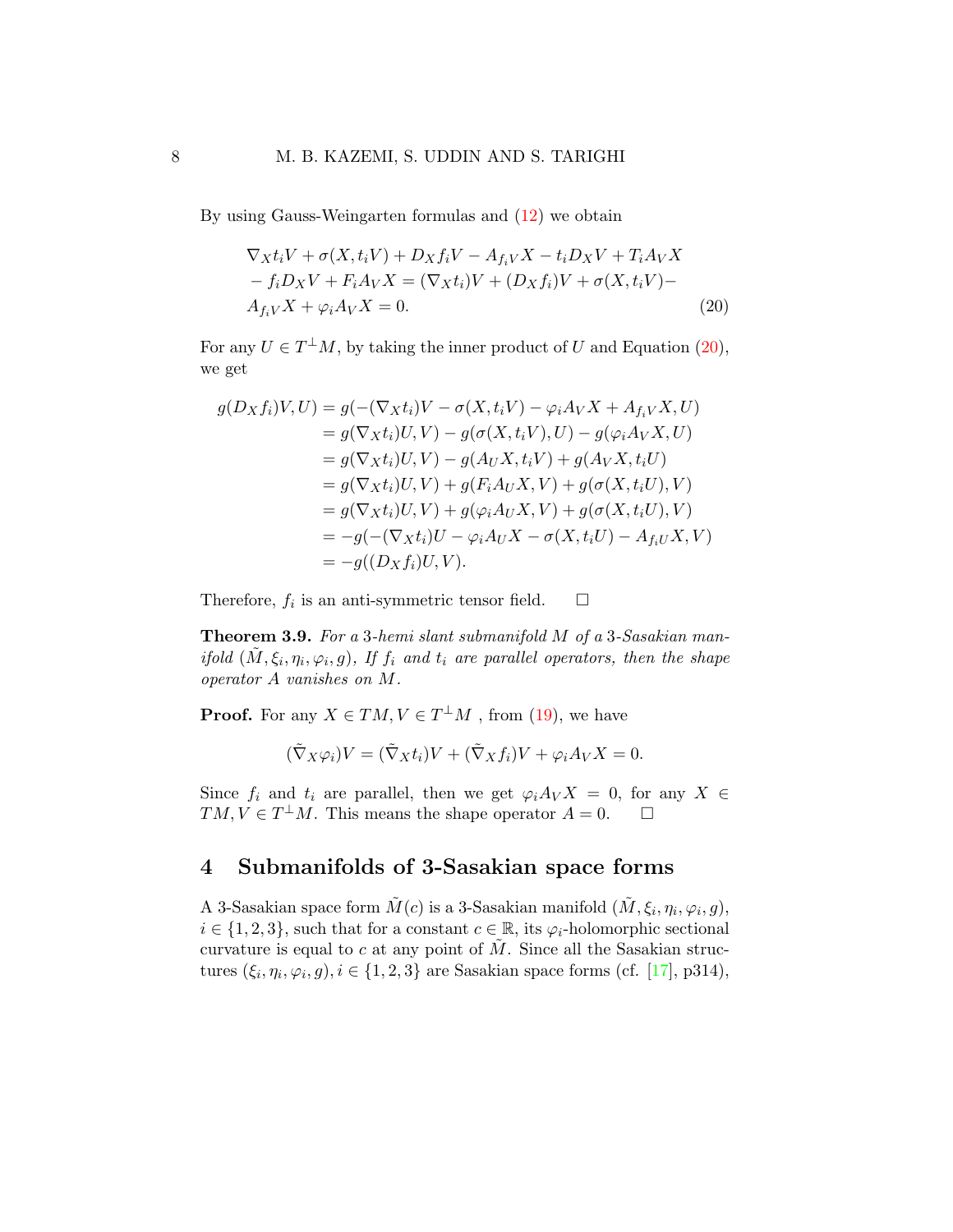By using Gauss-Weingarten formulas and (12) we obtain

$$
\begin{aligned}
&\nabla_X t_i V + \sigma(X, t_i V) + D_X f_i V - A_{f_i V} X - t_i D_X V + T_i A_V X \\
&- f_i D_X V + F_i A_V X = (\nabla_X t_i)V + (D_X f_i)V + \sigma(X, t_i V) - \\
&A_{f_i V} X + \varphi_i A_V X = 0.
\end{aligned}
\tag{20}
$$

For any $U \in T^{\perp}M$, by taking the inner product of $U$ and Equation (20), we get

$$
\begin{aligned}
g(D_X f_i)V, U) &= g(-(\nabla_X t_i)V - \sigma(X, t_i V) - \varphi_i A_V X + A_{f_i V} X, U) \\
&= g(\nabla_X t_i)U, V) - g(\sigma(X, t_i V), U) - g(\varphi_i A_V X, U) \\
&= g(\nabla_X t_i)U, V) - g(A_U X, t_i V) + g(A_V X, t_i U) \\
&= g(\nabla_X t_i)U, V) + g(F_i A_U X, V) + g(\sigma(X, t_i U), V) \\
&= g(\nabla_X t_i)U, V) + g(\varphi_i A_U X, V) + g(\sigma(X, t_i U), V) \\
&= -g(-(\nabla_X t_i)U - \varphi_i A_U X - \sigma(X, t_i U) - A_{f_i U} X, V) \\
&= -g((D_X f_i)U, V).
\end{aligned}
$$

Therefore, $f_i$ is an anti-symmetric tensor field. □

**Theorem 3.9.** *For a 3-hemi slant submanifold $M$ of a 3-Sasakian manifold $(\tilde{M}, \xi_i, \eta_i, \varphi_i, g)$, If $f_i$ and $t_i$ are parallel operators, then the shape operator $A$ vanishes on $M$.*

**Proof.** For any $X \in TM, V \in T^{\perp}M$ , from (19), we have

$$
(\tilde{\nabla}_X \varphi_i)V = (\tilde{\nabla}_X t_i)V + (\tilde{\nabla}_X f_i)V + \varphi_i A_V X = 0.
$$

Since $f_i$ and $t_i$ are parallel, then we get $\varphi_i A_V X = 0$, for any $X \in TM, V \in T^{\perp}M$. This means the shape operator $A = 0$. □

## 4 Submanifolds of 3-Sasakian space forms

A 3-Sasakian space form $\tilde{M}(c)$ is a 3-Sasakian manifold $(\tilde{M}, \xi_i, \eta_i, \varphi_i, g)$, $i \in \{1, 2, 3\}$, such that for a constant $c \in \mathbb{R}$, its $\varphi_i$-holomorphic sectional curvature is equal to $c$ at any point of $\tilde{M}$. Since all the Sasakian structures $(\xi_i, \eta_i, \varphi_i, g), i \in \{1, 2, 3\}$ are Sasakian space forms (cf. [17], p314),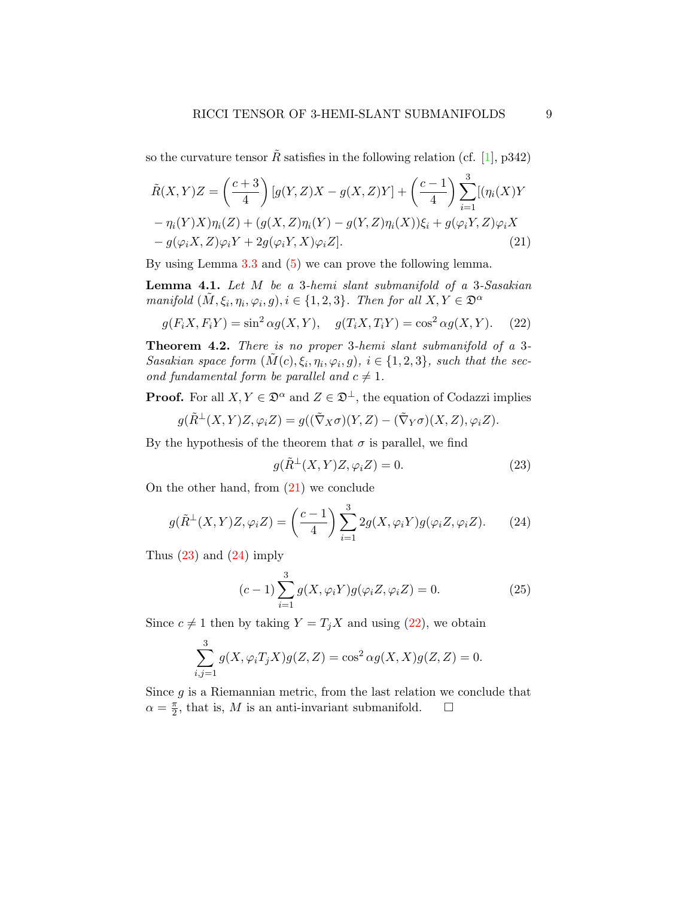so the curvature tensor $\tilde{R}$ satisfies in the following relation (cf. [1], p342)

$$
\begin{aligned}
\tilde{R}(X,Y)Z &= \left(\frac{c+3}{4}\right)[g(Y,Z)X - g(X,Z)Y] + \left(\frac{c-1}{4}\right)\sum_{i=1}^{3}[(\eta_i(X)Y \\
&- \eta_i(Y)X)\eta_i(Z) + (g(X,Z)\eta_i(Y) - g(Y,Z)\eta_i(X))\xi_i + g(\varphi_i Y, Z)\varphi_i X \\
&- g(\varphi_i X, Z)\varphi_i Y + 2g(\varphi_i Y, X)\varphi_i Z].
\end{aligned} \tag{21}
$$

By using Lemma 3.3 and (5) we can prove the following lemma.

**Lemma 4.1.** *Let $M$ be a 3-hemi slant submanifold of a 3-Sasakian manifold $(\tilde{M}, \xi_i, \eta_i, \varphi_i, g), i \in \{1,2,3\}$. Then for all $X, Y \in \mathfrak{D}^\alpha$*

$$
g(F_i X, F_i Y) = \sin^2\alpha\, g(X,Y), \quad g(T_i X, T_i Y) = \cos^2\alpha\, g(X,Y). \tag{22}
$$

**Theorem 4.2.** *There is no proper 3-hemi slant submanifold of a 3-Sasakian space form $(\tilde{M}(c), \xi_i, \eta_i, \varphi_i, g)$, $i \in \{1,2,3\}$, such that the second fundamental form be parallel and $c \neq 1$.*

**Proof.** For all $X, Y \in \mathfrak{D}^\alpha$ and $Z \in \mathfrak{D}^\perp$, the equation of Codazzi implies

$$
g(\tilde{R}^\perp(X,Y)Z, \varphi_i Z) = g((\tilde{\nabla}_X \sigma)(Y,Z) - (\tilde{\nabla}_Y \sigma)(X,Z), \varphi_i Z).
$$

By the hypothesis of the theorem that $\sigma$ is parallel, we find

$$
g(\tilde{R}^\perp(X,Y)Z, \varphi_i Z) = 0. \tag{23}
$$

On the other hand, from (21) we conclude

$$
g(\tilde{R}^\perp(X,Y)Z, \varphi_i Z) = \left(\frac{c-1}{4}\right)\sum_{i=1}^{3} 2g(X, \varphi_i Y) g(\varphi_i Z, \varphi_i Z). \tag{24}
$$

Thus (23) and (24) imply

$$
(c-1)\sum_{i=1}^{3} g(X, \varphi_i Y) g(\varphi_i Z, \varphi_i Z) = 0. \tag{25}
$$

Since $c \neq 1$ then by taking $Y = T_j X$ and using (22), we obtain

$$
\sum_{i,j=1}^{3} g(X, \varphi_i T_j X) g(Z,Z) = \cos^2\alpha\, g(X,X) g(Z,Z) = 0.
$$

Since $g$ is a Riemannian metric, from the last relation we conclude that $\alpha = \frac{\pi}{2}$, that is, $M$ is an anti-invariant submanifold. $\square$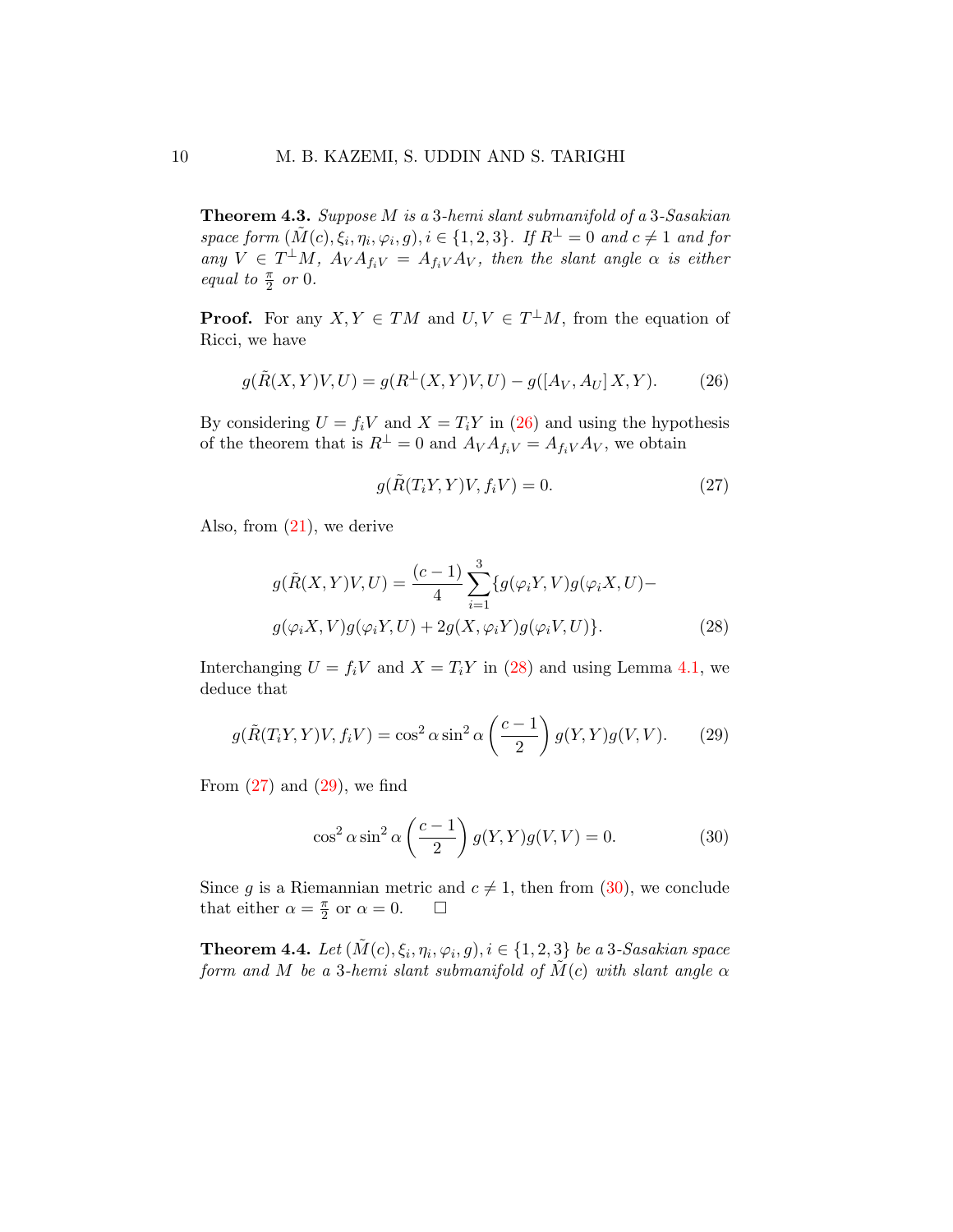**Theorem 4.3.** *Suppose $M$ is a 3-hemi slant submanifold of a 3-Sasakian space form $(\tilde{M}(c), \xi_i, \eta_i, \varphi_i, g), i \in \{1, 2, 3\}$. If $R^{\perp} = 0$ and $c \neq 1$ and for any $V \in T^{\perp}M$, $A_V A_{f_iV} = A_{f_iV} A_V$, then the slant angle $\alpha$ is either equal to $\frac{\pi}{2}$ or 0.*

**Proof.** For any $X, Y \in TM$ and $U, V \in T^{\perp}M$, from the equation of Ricci, we have

$$g(\tilde{R}(X, Y)V, U) = g(R^{\perp}(X, Y)V, U) - g([A_V, A_U] X, Y). \tag{26}$$

By considering $U = f_iV$ and $X = T_iY$ in (26) and using the hypothesis of the theorem that is $R^{\perp} = 0$ and $A_V A_{f_iV} = A_{f_iV} A_V$, we obtain

$$g(\tilde{R}(T_iY, Y)V, f_iV) = 0. \tag{27}$$

Also, from (21), we derive

$$g(\tilde{R}(X, Y)V, U) = \frac{(c-1)}{4} \sum_{i=1}^{3} \{g(\varphi_iY, V)g(\varphi_iX, U) - g(\varphi_iX, V)g(\varphi_iY, U) + 2g(X, \varphi_iY)g(\varphi_iV, U)\}. \tag{28}$$

Interchanging $U = f_iV$ and $X = T_iY$ in (28) and using Lemma 4.1, we deduce that

$$g(\tilde{R}(T_iY, Y)V, f_iV) = \cos^2 \alpha \sin^2 \alpha \left(\frac{c-1}{2}\right) g(Y, Y)g(V, V). \tag{29}$$

From (27) and (29), we find

$$\cos^2 \alpha \sin^2 \alpha \left(\frac{c-1}{2}\right) g(Y, Y)g(V, V) = 0. \tag{30}$$

Since $g$ is a Riemannian metric and $c \neq 1$, then from (30), we conclude that either $\alpha = \frac{\pi}{2}$ or $\alpha = 0$. $\square$

**Theorem 4.4.** *Let $(\tilde{M}(c), \xi_i, \eta_i, \varphi_i, g), i \in \{1, 2, 3\}$ be a 3-Sasakian space form and $M$ be a 3-hemi slant submanifold of $\tilde{M}(c)$ with slant angle $\alpha$*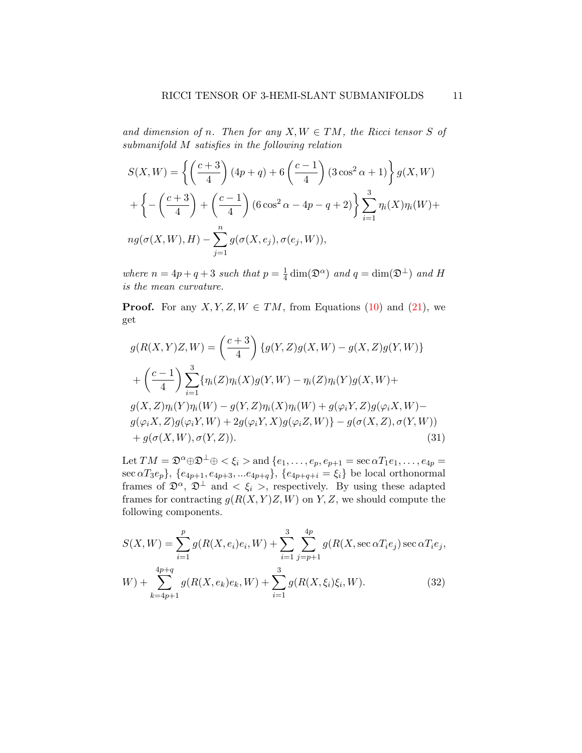*and dimension of $n$. Then for any $X, W \in TM$, the Ricci tensor $S$ of submanifold $M$ satisfies in the following relation*

$$
\begin{aligned}
S(X,W) &= \left\{ \left(\frac{c+3}{4}\right)(4p+q) + 6\left(\frac{c-1}{4}\right)(3\cos^2\alpha + 1) \right\} g(X,W) \\
&+ \left\{ -\left(\frac{c+3}{4}\right) + \left(\frac{c-1}{4}\right)(6\cos^2\alpha - 4p - q + 2) \right\} \sum_{i=1}^{3} \eta_i(X)\eta_i(W) + \\
& n g(\sigma(X,W), H) - \sum_{j=1}^{n} g(\sigma(X,e_j), \sigma(e_j, W)),
\end{aligned}
$$

*where $n = 4p + q + 3$ such that $p = \frac{1}{4}\dim(\mathfrak{D}^\alpha)$ and $q = \dim(\mathfrak{D}^\perp)$ and $H$ is the mean curvature.*

**Proof.** For any $X, Y, Z, W \in TM$, from Equations (10) and (21), we get

$$
\begin{aligned}
g(R(X,Y)Z,W) &= \left(\frac{c+3}{4}\right)\{g(Y,Z)g(X,W) - g(X,Z)g(Y,W)\} \\
&+ \left(\frac{c-1}{4}\right)\sum_{i=1}^{3}\{\eta_i(Z)\eta_i(X)g(Y,W) - \eta_i(Z)\eta_i(Y)g(X,W) + \\
& g(X,Z)\eta_i(Y)\eta_i(W) - g(Y,Z)\eta_i(X)\eta_i(W) + g(\varphi_i Y, Z)g(\varphi_i X, W) - \\
& g(\varphi_i X, Z)g(\varphi_i Y, W) + 2g(\varphi_i Y, X)g(\varphi_i Z, W)\} - g(\sigma(X,Z), \sigma(Y,W)) \\
&+ g(\sigma(X,W), \sigma(Y,Z)). \qquad (31)
\end{aligned}
$$

Let $TM = \mathfrak{D}^\alpha \oplus \mathfrak{D}^\perp \oplus <\xi_i>$ and $\{e_1, \ldots, e_p, e_{p+1} = \sec\alpha T_1 e_1, \ldots, e_{4p} = \sec\alpha T_3 e_p\}$, $\{e_{4p+1}, e_{4p+3}, \ldots e_{4p+q}\}$, $\{e_{4p+q+i} = \xi_i\}$ be local orthonormal frames of $\mathfrak{D}^\alpha$, $\mathfrak{D}^\perp$ and $<\xi_i>$, respectively. By using these adapted frames for contracting $g(R(X,Y)Z,W)$ on $Y, Z$, we should compute the following components.

$$
\begin{aligned}
S(X,W) &= \sum_{i=1}^{p} g(R(X,e_i)e_i, W) + \sum_{i=1}^{3}\sum_{j=p+1}^{4p} g(R(X, \sec\alpha T_i e_j)\sec\alpha T_i e_j, \\
W) &+ \sum_{k=4p+1}^{4p+q} g(R(X,e_k)e_k, W) + \sum_{i=1}^{3} g(R(X,\xi_i)\xi_i, W). \qquad (32)
\end{aligned}
$$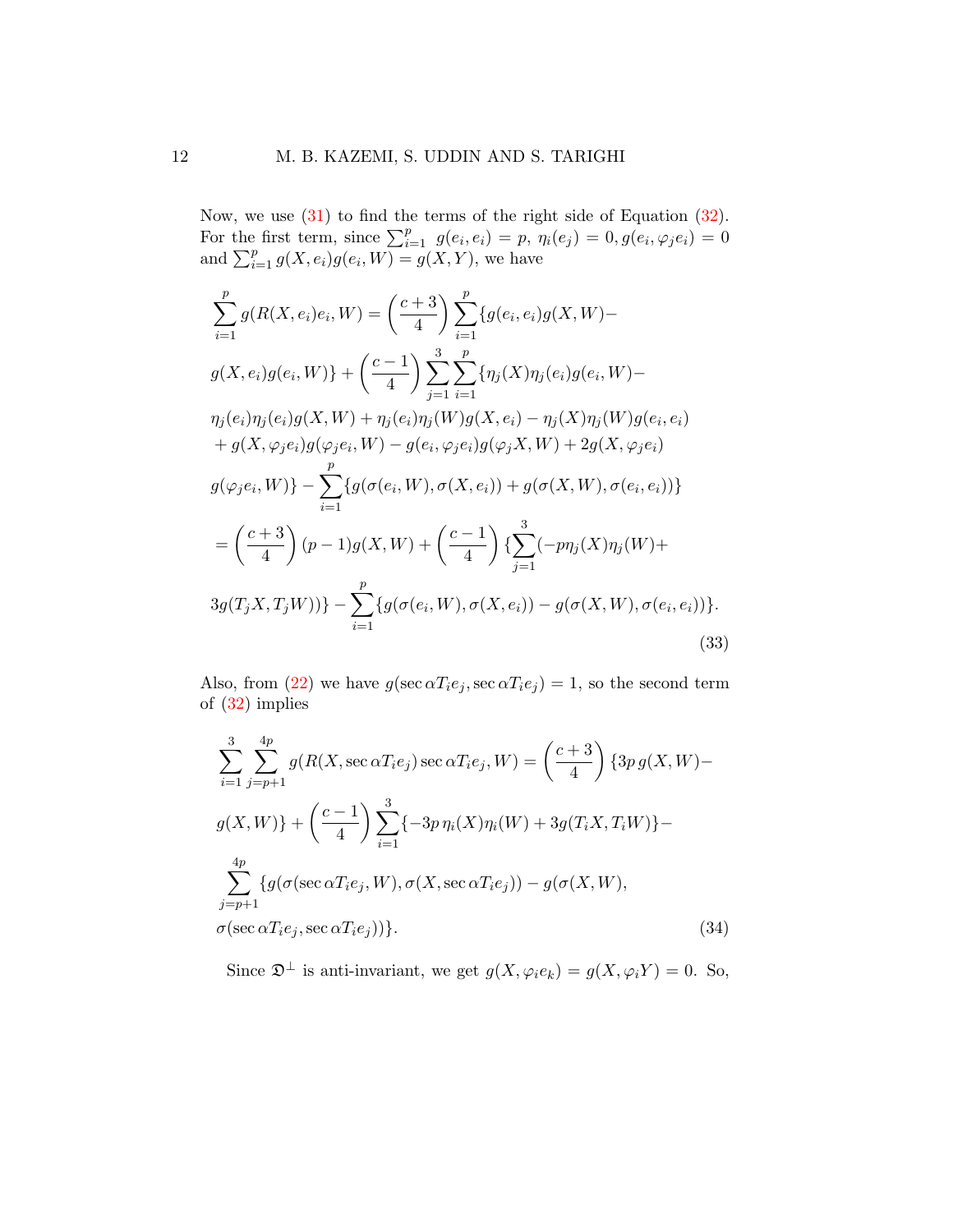Now, we use (31) to find the terms of the right side of Equation (32). For the first term, since $\sum_{i=1}^{p} g(e_i, e_i) = p$, $\eta_i(e_j) = 0, g(e_i, \varphi_j e_i) = 0$ and $\sum_{i=1}^{p} g(X, e_i)g(e_i, W) = g(X, Y)$, we have

$$
\begin{aligned}
&\sum_{i=1}^{p} g(R(X, e_i)e_i, W) = \left(\frac{c+3}{4}\right) \sum_{i=1}^{p} \{g(e_i, e_i)g(X, W) - \\
&g(X, e_i)g(e_i, W)\} + \left(\frac{c-1}{4}\right) \sum_{j=1}^{3} \sum_{i=1}^{p} \{\eta_j(X)\eta_j(e_i)g(e_i, W) - \\
&\eta_j(e_i)\eta_j(e_i)g(X, W) + \eta_j(e_i)\eta_j(W)g(X, e_i) - \eta_j(X)\eta_j(W)g(e_i, e_i) \\
&+ g(X, \varphi_j e_i)g(\varphi_j e_i, W) - g(e_i, \varphi_j e_i)g(\varphi_j X, W) + 2g(X, \varphi_j e_i) \\
&g(\varphi_j e_i, W)\} - \sum_{i=1}^{p} \{g(\sigma(e_i, W), \sigma(X, e_i)) + g(\sigma(X, W), \sigma(e_i, e_i))\} \\
&= \left(\frac{c+3}{4}\right)(p-1)g(X, W) + \left(\frac{c-1}{4}\right) \{\sum_{j=1}^{3} (-p\eta_j(X)\eta_j(W) + \\
&3g(T_j X, T_j W))\} - \sum_{i=1}^{p} \{g(\sigma(e_i, W), \sigma(X, e_i)) - g(\sigma(X, W), \sigma(e_i, e_i))\}.
\end{aligned} \tag{33}
$$

Also, from (22) we have $g(\sec\alpha T_i e_j, \sec\alpha T_i e_j) = 1$, so the second term of (32) implies

$$
\begin{aligned}
&\sum_{i=1}^{3} \sum_{j=p+1}^{4p} g(R(X, \sec\alpha T_i e_j) \sec\alpha T_i e_j, W) = \left(\frac{c+3}{4}\right) \{3p\, g(X, W) - \\
&g(X, W)\} + \left(\frac{c-1}{4}\right) \sum_{i=1}^{3} \{-3p\, \eta_i(X)\eta_i(W) + 3g(T_i X, T_i W)\} - \\
&\sum_{j=p+1}^{4p} \{g(\sigma(\sec\alpha T_i e_j, W), \sigma(X, \sec\alpha T_i e_j)) - g(\sigma(X, W), \\
&\sigma(\sec\alpha T_i e_j, \sec\alpha T_i e_j))\}.
\end{aligned} \tag{34}
$$

Since $\mathfrak{D}^{\perp}$ is anti-invariant, we get $g(X, \varphi_i e_k) = g(X, \varphi_i Y) = 0$. So,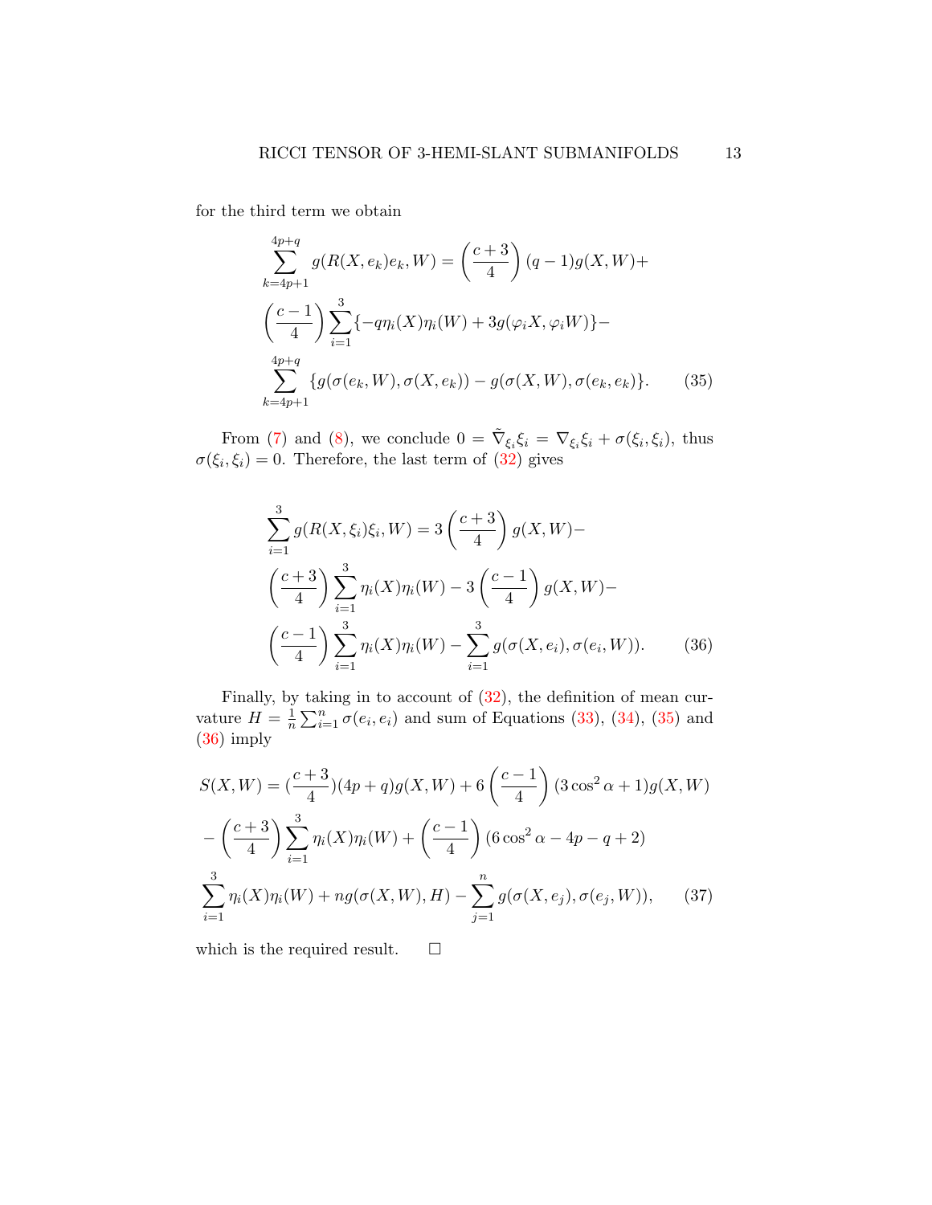for the third term we obtain

$$\sum_{k=4p+1}^{4p+q} g(R(X,e_k)e_k, W) = \left(\frac{c+3}{4}\right)(q-1)g(X,W) +$$
$$\left(\frac{c-1}{4}\right)\sum_{i=1}^{3}\{-q\eta_i(X)\eta_i(W) + 3g(\varphi_i X, \varphi_i W)\} -$$
$$\sum_{k=4p+1}^{4p+q}\{g(\sigma(e_k,W),\sigma(X,e_k)) - g(\sigma(X,W),\sigma(e_k,e_k)\}. \tag{35}$$

From (7) and (8), we conclude $0 = \tilde{\nabla}_{\xi_i}\xi_i = \nabla_{\xi_i}\xi_i + \sigma(\xi_i,\xi_i)$, thus $\sigma(\xi_i,\xi_i) = 0$. Therefore, the last term of (32) gives

$$\sum_{i=1}^{3} g(R(X,\xi_i)\xi_i, W) = 3\left(\frac{c+3}{4}\right)g(X,W) -$$
$$\left(\frac{c+3}{4}\right)\sum_{i=1}^{3}\eta_i(X)\eta_i(W) - 3\left(\frac{c-1}{4}\right)g(X,W) -$$
$$\left(\frac{c-1}{4}\right)\sum_{i=1}^{3}\eta_i(X)\eta_i(W) - \sum_{i=1}^{3} g(\sigma(X,e_i),\sigma(e_i,W)). \tag{36}$$

Finally, by taking in to account of (32), the definition of mean curvature $H = \frac{1}{n}\sum_{i=1}^{n}\sigma(e_i,e_i)$ and sum of Equations (33), (34), (35) and (36) imply

$$S(X,W) = (\frac{c+3}{4})(4p+q)g(X,W) + 6\left(\frac{c-1}{4}\right)(3\cos^2\alpha + 1)g(X,W)$$
$$-\left(\frac{c+3}{4}\right)\sum_{i=1}^{3}\eta_i(X)\eta_i(W) + \left(\frac{c-1}{4}\right)(6\cos^2\alpha - 4p - q + 2)$$
$$\sum_{i=1}^{3}\eta_i(X)\eta_i(W) + ng(\sigma(X,W),H) - \sum_{j=1}^{n} g(\sigma(X,e_j),\sigma(e_j,W)), \tag{37}$$

which is the required result. $\square$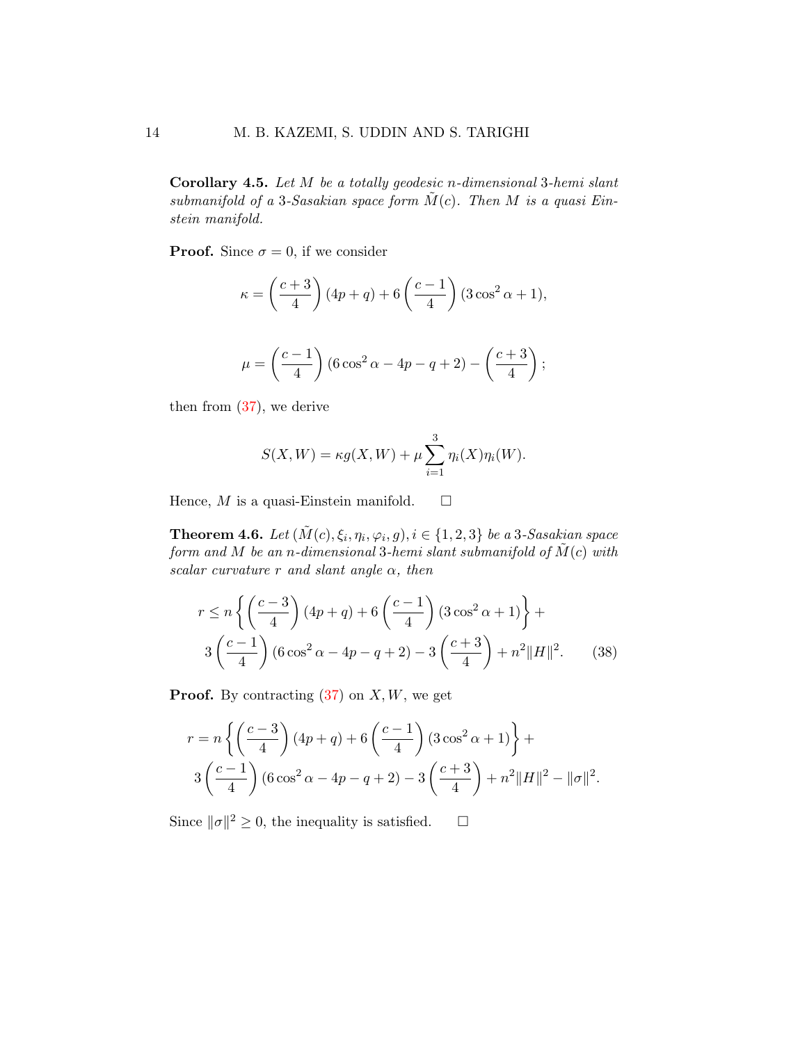**Corollary 4.5.** *Let $M$ be a totally geodesic $n$-dimensional 3-hemi slant submanifold of a 3-Sasakian space form $\tilde{M}(c)$. Then $M$ is a quasi Einstein manifold.*

**Proof.** Since $\sigma = 0$, if we consider

$$\kappa = \left(\frac{c+3}{4}\right)(4p+q) + 6\left(\frac{c-1}{4}\right)(3\cos^2\alpha + 1),$$

$$\mu = \left(\frac{c-1}{4}\right)(6\cos^2\alpha - 4p - q + 2) - \left(\frac{c+3}{4}\right);$$

then from (37), we derive

$$S(X,W) = \kappa g(X,W) + \mu \sum_{i=1}^{3} \eta_i(X)\eta_i(W).$$

Hence, $M$ is a quasi-Einstein manifold. □

**Theorem 4.6.** *Let $(\tilde{M}(c), \xi_i, \eta_i, \varphi_i, g), i \in \{1,2,3\}$ be a 3-Sasakian space form and $M$ be an $n$-dimensional 3-hemi slant submanifold of $\tilde{M}(c)$ with scalar curvature $r$ and slant angle $\alpha$, then*

$$r \leq n\left\{\left(\frac{c-3}{4}\right)(4p+q) + 6\left(\frac{c-1}{4}\right)(3\cos^2\alpha + 1)\right\} + 3\left(\frac{c-1}{4}\right)(6\cos^2\alpha - 4p - q + 2) - 3\left(\frac{c+3}{4}\right) + n^2\|H\|^2. \tag{38}$$

**Proof.** By contracting (37) on $X, W$, we get

$$r = n\left\{\left(\frac{c-3}{4}\right)(4p+q) + 6\left(\frac{c-1}{4}\right)(3\cos^2\alpha + 1)\right\} + 3\left(\frac{c-1}{4}\right)(6\cos^2\alpha - 4p - q + 2) - 3\left(\frac{c+3}{4}\right) + n^2\|H\|^2 - \|\sigma\|^2.$$

Since $\|\sigma\|^2 \geq 0$, the inequality is satisfied. □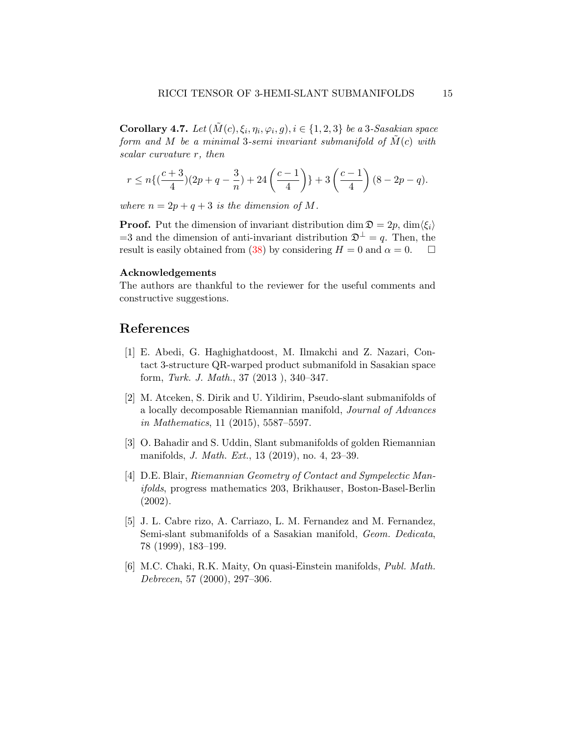**Corollary 4.7.** *Let $(\tilde{M}(c), \xi_i, \eta_i, \varphi_i, g), i \in \{1, 2, 3\}$ be a 3-Sasakian space form and $M$ be a minimal 3-semi invariant submanifold of $\tilde{M}(c)$ with scalar curvature $r$, then*

$$r \leq n\{(\frac{c+3}{4})(2p+q-\frac{3}{n}) + 24\left(\frac{c-1}{4}\right)\} + 3\left(\frac{c-1}{4}\right)(8-2p-q).$$

*where $n = 2p+q+3$ is the dimension of $M$.*

**Proof.** Put the dimension of invariant distribution $\dim \mathfrak{D} = 2p$, $\dim\langle\xi_i\rangle$ =3 and the dimension of anti-invariant distribution $\mathfrak{D}^{\perp} = q$. Then, the result is easily obtained from (38) by considering $H = 0$ and $\alpha = 0$. $\square$

**Acknowledgements**

The authors are thankful to the reviewer for the useful comments and constructive suggestions.

# References

[1] E. Abedi, G. Haghighatdoost, M. Ilmakchi and Z. Nazari, Contact 3-structure QR-warped product submanifold in Sasakian space form, *Turk. J. Math.*, 37 (2013 ), 340–347.

[2] M. Atceken, S. Dirik and U. Yildirim, Pseudo-slant submanifolds of a locally decomposable Riemannian manifold, *Journal of Advances in Mathematics*, 11 (2015), 5587–5597.

[3] O. Bahadir and S. Uddin, Slant submanifolds of golden Riemannian manifolds, *J. Math. Ext.*, 13 (2019), no. 4, 23–39.

[4] D.E. Blair, *Riemannian Geometry of Contact and Sympelectic Manifolds*, progress mathematics 203, Brikhauser, Boston-Basel-Berlin (2002).

[5] J. L. Cabre rizo, A. Carriazo, L. M. Fernandez and M. Fernandez, Semi-slant submanifolds of a Sasakian manifold, *Geom. Dedicata*, 78 (1999), 183–199.

[6] M.C. Chaki, R.K. Maity, On quasi-Einstein manifolds, *Publ. Math. Debrecen*, 57 (2000), 297–306.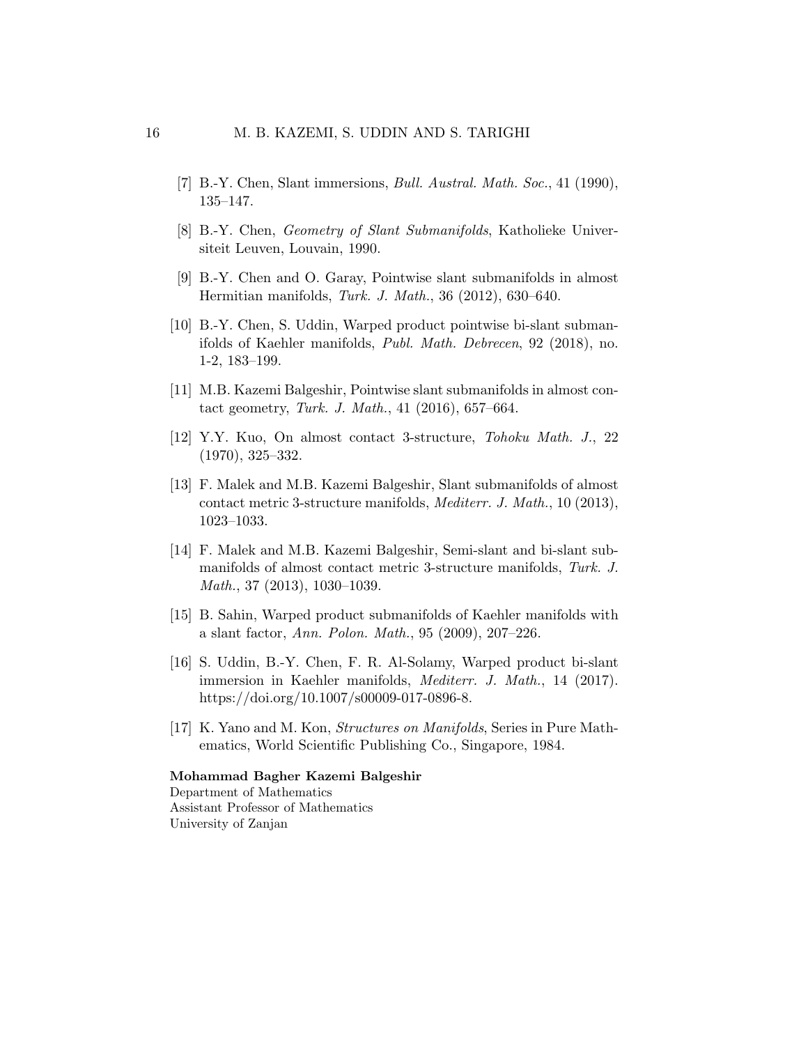[7] B.-Y. Chen, Slant immersions, *Bull. Austral. Math. Soc.*, 41 (1990), 135–147.

[8] B.-Y. Chen, *Geometry of Slant Submanifolds*, Katholieke Universiteit Leuven, Louvain, 1990.

[9] B.-Y. Chen and O. Garay, Pointwise slant submanifolds in almost Hermitian manifolds, *Turk. J. Math.*, 36 (2012), 630–640.

[10] B.-Y. Chen, S. Uddin, Warped product pointwise bi-slant submanifolds of Kaehler manifolds, *Publ. Math. Debrecen*, 92 (2018), no. 1-2, 183–199.

[11] M.B. Kazemi Balgeshir, Pointwise slant submanifolds in almost contact geometry, *Turk. J. Math.*, 41 (2016), 657–664.

[12] Y.Y. Kuo, On almost contact 3-structure, *Tohoku Math. J.*, 22 (1970), 325–332.

[13] F. Malek and M.B. Kazemi Balgeshir, Slant submanifolds of almost contact metric 3-structure manifolds, *Mediterr. J. Math.*, 10 (2013), 1023–1033.

[14] F. Malek and M.B. Kazemi Balgeshir, Semi-slant and bi-slant submanifolds of almost contact metric 3-structure manifolds, *Turk. J. Math.*, 37 (2013), 1030–1039.

[15] B. Sahin, Warped product submanifolds of Kaehler manifolds with a slant factor, *Ann. Polon. Math.*, 95 (2009), 207–226.

[16] S. Uddin, B.-Y. Chen, F. R. Al-Solamy, Warped product bi-slant immersion in Kaehler manifolds, *Mediterr. J. Math.*, 14 (2017). https://doi.org/10.1007/s00009-017-0896-8.

[17] K. Yano and M. Kon, *Structures on Manifolds*, Series in Pure Mathematics, World Scientific Publishing Co., Singapore, 1984.

**Mohammad Bagher Kazemi Balgeshir**
Department of Mathematics
Assistant Professor of Mathematics
University of Zanjan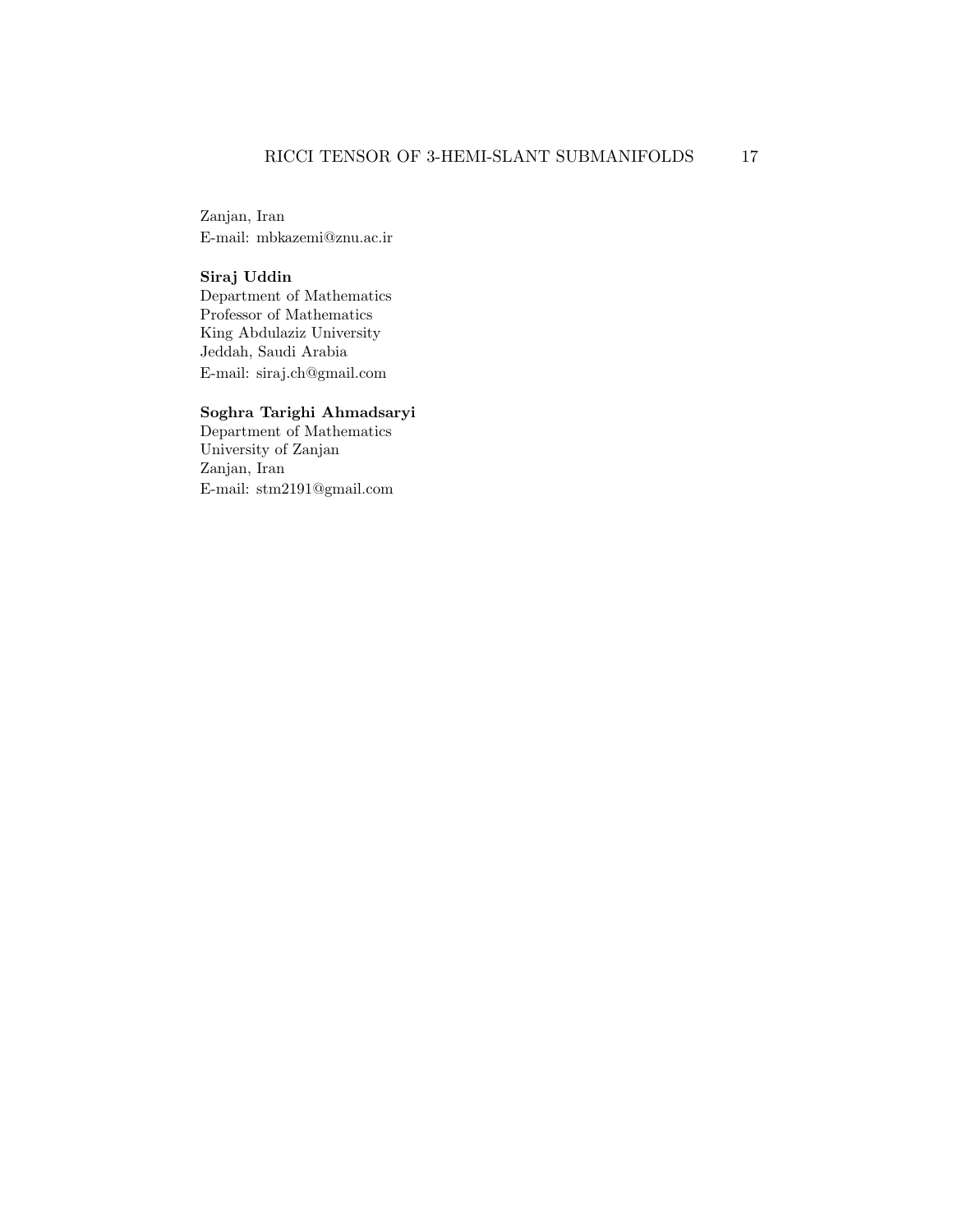Zanjan, Iran
E-mail: mbkazemi@znu.ac.ir

**Siraj Uddin**
Department of Mathematics
Professor of Mathematics
King Abdulaziz University
Jeddah, Saudi Arabia
E-mail: siraj.ch@gmail.com

**Soghra Tarighi Ahmadsaryi**
Department of Mathematics
University of Zanjan
Zanjan, Iran
E-mail: stm2191@gmail.com